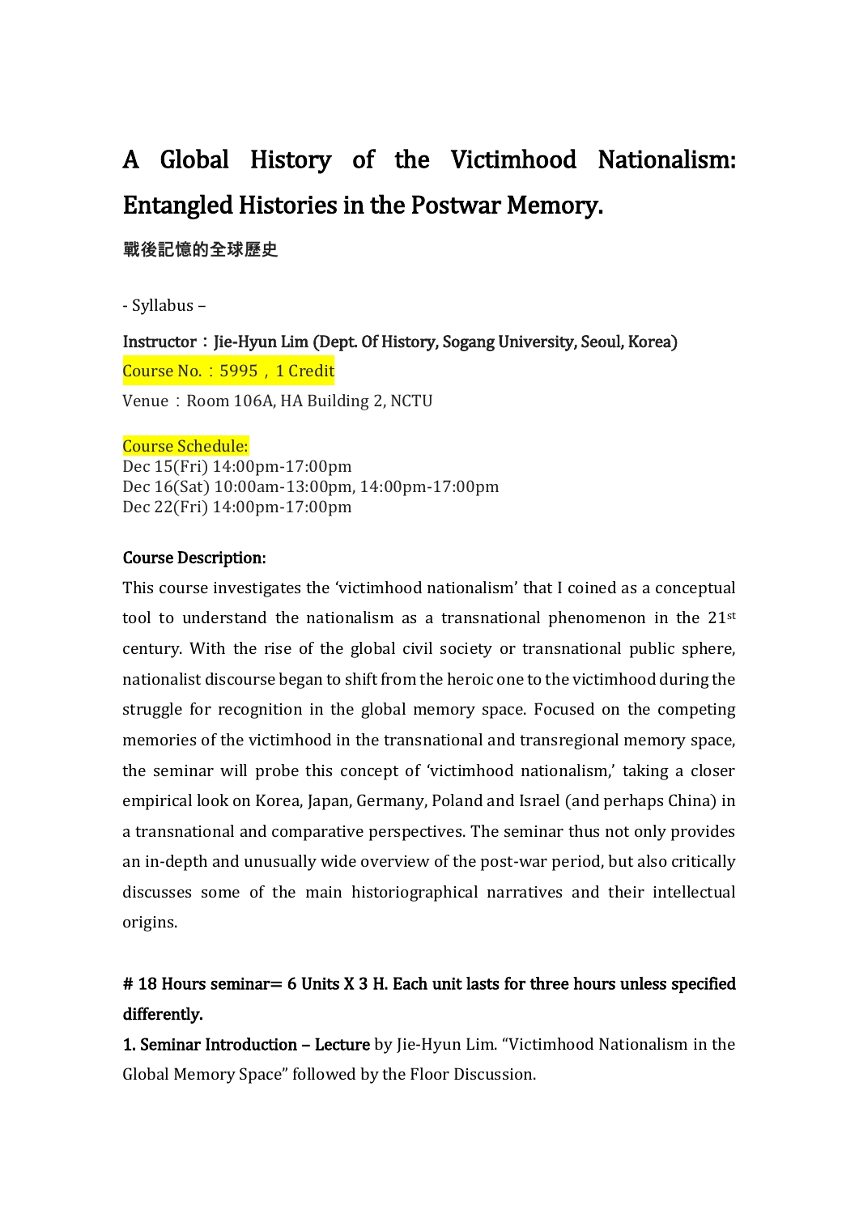# A Global History of the Victimhood Nationalism: Entangled Histories in the Postwar Memory.

**戰後記憶的全球歷史**

- Syllabus –

**Instructor：Jie-Hyun Lim (Dept. Of History, Sogang University, Seoul, Korea)**

Course No.：5995，1 Credit

Venue：Room 106A, HA Building 2, NCTU

Course Schedule:
Dec 15(Fri) 14:00pm-17:00pm
Dec 16(Sat) 10:00am-13:00pm, 14:00pm-17:00pm
Dec 22(Fri) 14:00pm-17:00pm

**Course Description:**

This course investigates the 'victimhood nationalism' that I coined as a conceptual tool to understand the nationalism as a transnational phenomenon in the 21st century. With the rise of the global civil society or transnational public sphere, nationalist discourse began to shift from the heroic one to the victimhood during the struggle for recognition in the global memory space. Focused on the competing memories of the victimhood in the transnational and transregional memory space, the seminar will probe this concept of 'victimhood nationalism,' taking a closer empirical look on Korea, Japan, Germany, Poland and Israel (and perhaps China) in a transnational and comparative perspectives. The seminar thus not only provides an in-depth and unusually wide overview of the post-war period, but also critically discusses some of the main historiographical narratives and their intellectual origins.

**# 18 Hours seminar= 6 Units X 3 H. Each unit lasts for three hours unless specified differently.**

**1. Seminar Introduction – Lecture** by Jie-Hyun Lim. "Victimhood Nationalism in the Global Memory Space" followed by the Floor Discussion.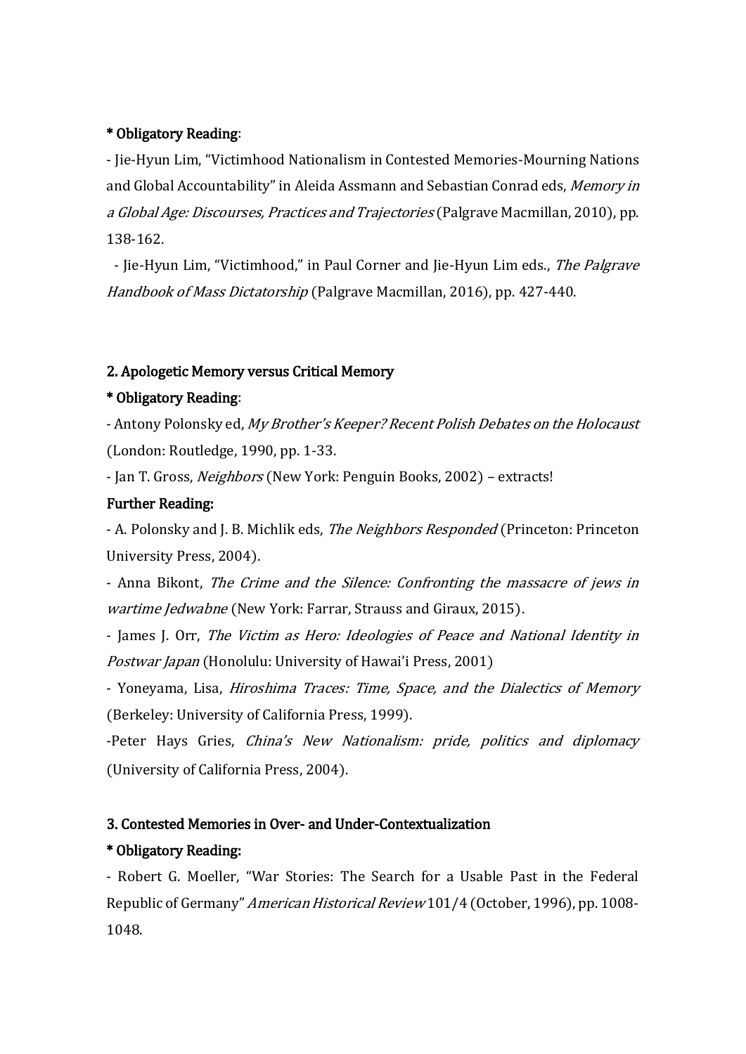**\* Obligatory Reading**:

- Jie-Hyun Lim, "Victimhood Nationalism in Contested Memories-Mourning Nations and Global Accountability" in Aleida Assmann and Sebastian Conrad eds, *Memory in a Global Age: Discourses, Practices and Trajectories* (Palgrave Macmillan, 2010), pp. 138-162.
- Jie-Hyun Lim, "Victimhood," in Paul Corner and Jie-Hyun Lim eds., *The Palgrave Handbook of Mass Dictatorship* (Palgrave Macmillan, 2016), pp. 427-440.

### 2. Apologetic Memory versus Critical Memory

**\* Obligatory Reading**:

- Antony Polonsky ed, *My Brother's Keeper? Recent Polish Debates on the Holocaust* (London: Routledge, 1990, pp. 1-33.
- Jan T. Gross, *Neighbors* (New York: Penguin Books, 2002) – extracts!

**Further Reading:**

- A. Polonsky and J. B. Michlik eds, *The Neighbors Responded* (Princeton: Princeton University Press, 2004).
- Anna Bikont, *The Crime and the Silence: Confronting the massacre of jews in wartime Jedwabne* (New York: Farrar, Strauss and Giraux, 2015).
- James J. Orr, *The Victim as Hero: Ideologies of Peace and National Identity in Postwar Japan* (Honolulu: University of Hawai'i Press, 2001)
- Yoneyama, Lisa, *Hiroshima Traces: Time, Space, and the Dialectics of Memory* (Berkeley: University of California Press, 1999).
- Peter Hays Gries, *China's New Nationalism: pride, politics and diplomacy* (University of California Press, 2004).

### 3. Contested Memories in Over- and Under-Contextualization

**\* Obligatory Reading:**

- Robert G. Moeller, "War Stories: The Search for a Usable Past in the Federal Republic of Germany" *American Historical Review* 101/4 (October, 1996), pp. 1008-1048.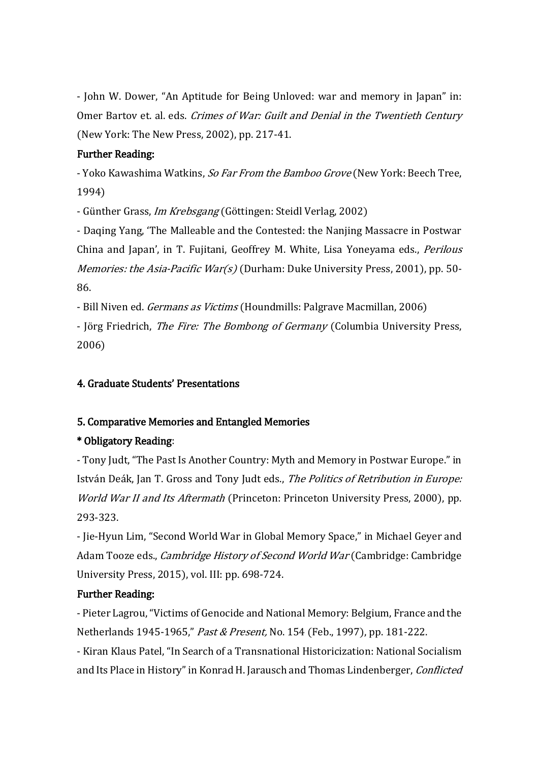- John W. Dower, "An Aptitude for Being Unloved: war and memory in Japan" in: Omer Bartov et. al. eds. *Crimes of War: Guilt and Denial in the Twentieth Century* (New York: The New Press, 2002), pp. 217-41.

**Further Reading:**

- Yoko Kawashima Watkins, *So Far From the Bamboo Grove* (New York: Beech Tree, 1994)
- Günther Grass, *Im Krebsgang* (Göttingen: Steidl Verlag, 2002)
- Daqing Yang, 'The Malleable and the Contested: the Nanjing Massacre in Postwar China and Japan', in T. Fujitani, Geoffrey M. White, Lisa Yoneyama eds., *Perilous Memories: the Asia-Pacific War(s)* (Durham: Duke University Press, 2001), pp. 50-86.
- Bill Niven ed. *Germans as Victims* (Houndmills: Palgrave Macmillan, 2006)
- Jörg Friedrich, *The Fire: The Bombong of Germany* (Columbia University Press, 2006)

**4. Graduate Students' Presentations**

**5. Comparative Memories and Entangled Memories**

**\* Obligatory Reading**:

- Tony Judt, "The Past Is Another Country: Myth and Memory in Postwar Europe." in István Deák, Jan T. Gross and Tony Judt eds., *The Politics of Retribution in Europe: World War II and Its Aftermath* (Princeton: Princeton University Press, 2000), pp. 293-323.
- Jie-Hyun Lim, "Second World War in Global Memory Space," in Michael Geyer and Adam Tooze eds., *Cambridge History of Second World War* (Cambridge: Cambridge University Press, 2015), vol. III: pp. 698-724.

**Further Reading:**

- Pieter Lagrou, "Victims of Genocide and National Memory: Belgium, France and the Netherlands 1945-1965," *Past & Present,* No. 154 (Feb., 1997), pp. 181-222.
- Kiran Klaus Patel, "In Search of a Transnational Historicization: National Socialism and Its Place in History" in Konrad H. Jarausch and Thomas Lindenberger, *Conflicted*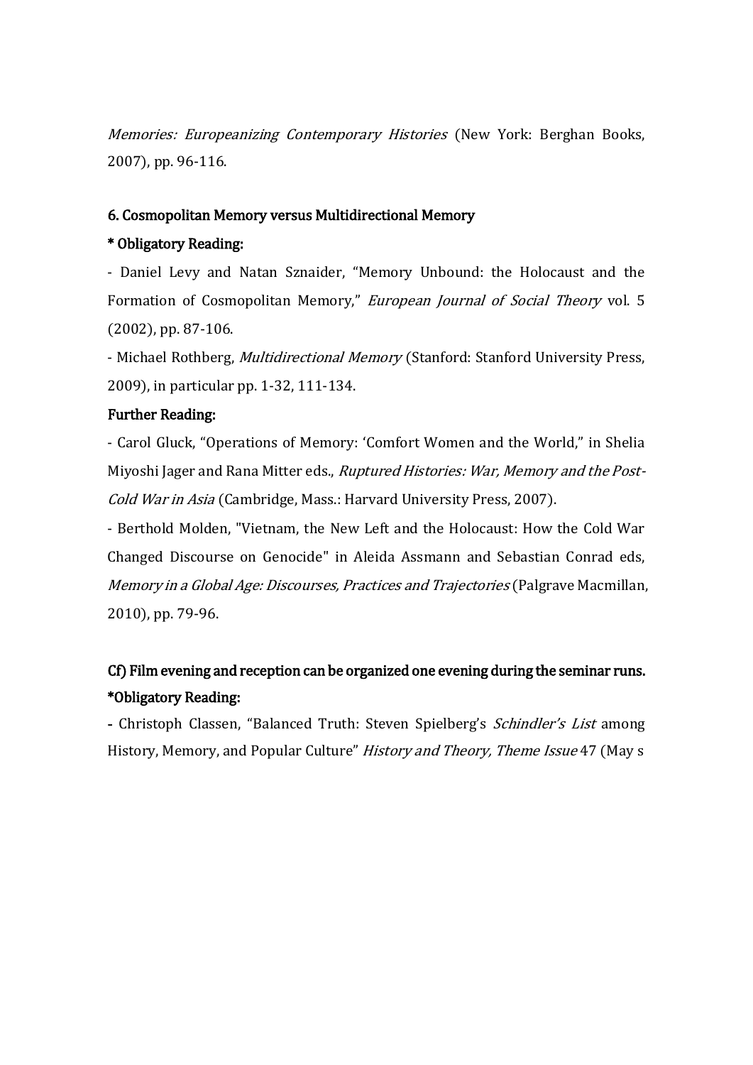*Memories: Europeanizing Contemporary Histories* (New York: Berghan Books, 2007), pp. 96-116.

### 6. Cosmopolitan Memory versus Multidirectional Memory

**\* Obligatory Reading:**

- Daniel Levy and Natan Sznaider, "Memory Unbound: the Holocaust and the Formation of Cosmopolitan Memory," *European Journal of Social Theory* vol. 5 (2002), pp. 87-106.
- Michael Rothberg, *Multidirectional Memory* (Stanford: Stanford University Press, 2009), in particular pp. 1-32, 111-134.

**Further Reading:**

- Carol Gluck, "Operations of Memory: 'Comfort Women and the World," in Shelia Miyoshi Jager and Rana Mitter eds., *Ruptured Histories: War, Memory and the Post-Cold War in Asia* (Cambridge, Mass.: Harvard University Press, 2007).
- Berthold Molden, "Vietnam, the New Left and the Holocaust: How the Cold War Changed Discourse on Genocide" in Aleida Assmann and Sebastian Conrad eds, *Memory in a Global Age: Discourses, Practices and Trajectories* (Palgrave Macmillan, 2010), pp. 79-96.

### Cf) Film evening and reception can be organized one evening during the seminar runs.

**\*Obligatory Reading:**

- Christoph Classen, "Balanced Truth: Steven Spielberg's *Schindler's List* among History, Memory, and Popular Culture" *History and Theory, Theme Issue* 47 (May s